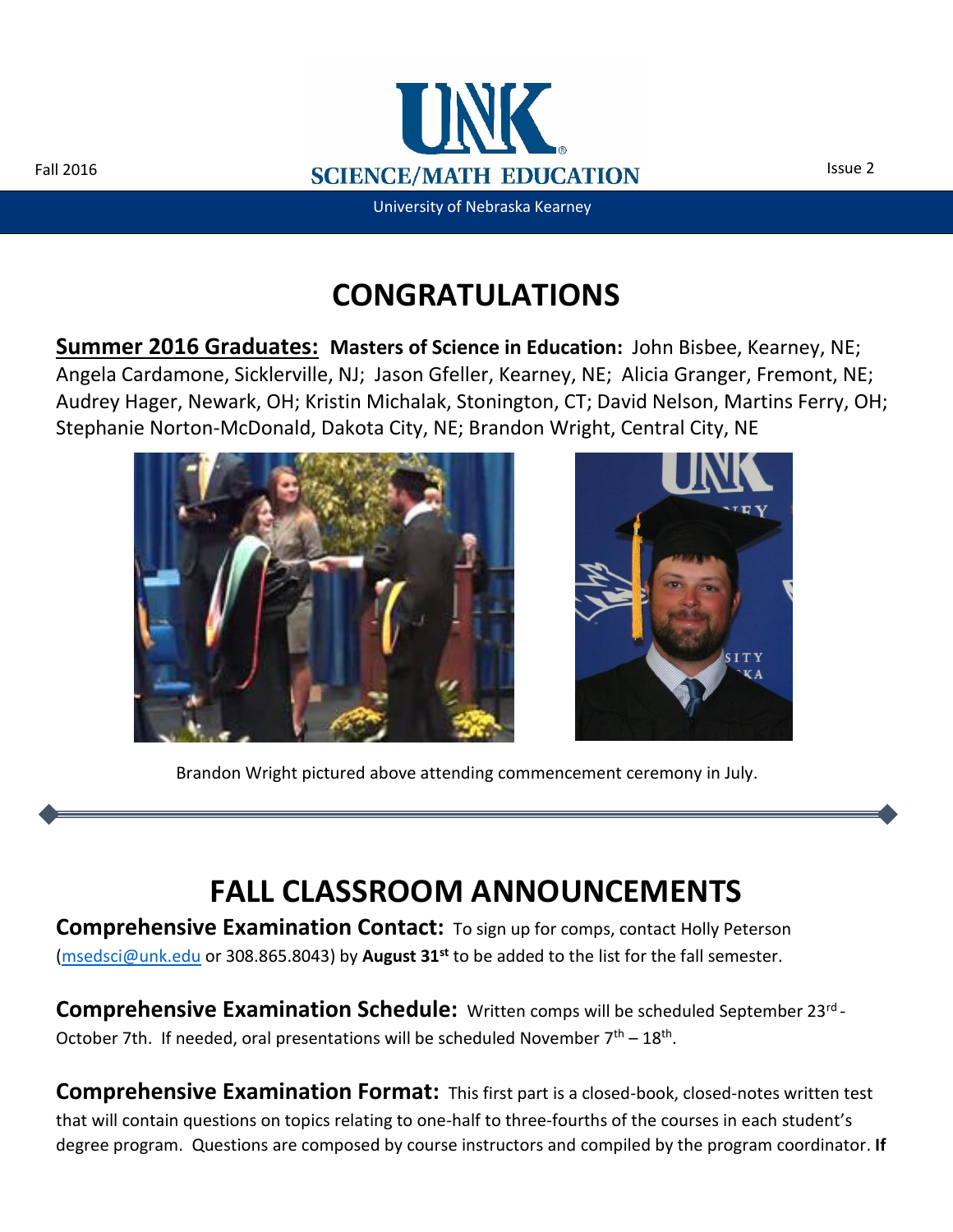# CONGRATULATIONS

**Summer 2016 Graduates:** **Masters of Science in Education:** John Bisbee, Kearney, NE; Angela Cardamone, Sicklerville, NJ; Jason Gfeller, Kearney, NE; Alicia Granger, Fremont, NE; Audrey Hager, Newark, OH; Kristin Michalak, Stonington, CT; David Nelson, Martins Ferry, OH; Stephanie Norton-McDonald, Dakota City, NE; Brandon Wright, Central City, NE

Brandon Wright pictured above attending commencement ceremony in July.

# FALL CLASSROOM ANNOUNCEMENTS

**Comprehensive Examination Contact:** To sign up for comps, contact Holly Peterson (msedsci@unk.edu or 308.865.8043) by **August 31st** to be added to the list for the fall semester.

**Comprehensive Examination Schedule:** Written comps will be scheduled September 23rd - October 7th. If needed, oral presentations will be scheduled November 7th – 18th.

**Comprehensive Examination Format:** This first part is a closed-book, closed-notes written test that will contain questions on topics relating to one-half to three-fourths of the courses in each student's degree program. Questions are composed by course instructors and compiled by the program coordinator. **If**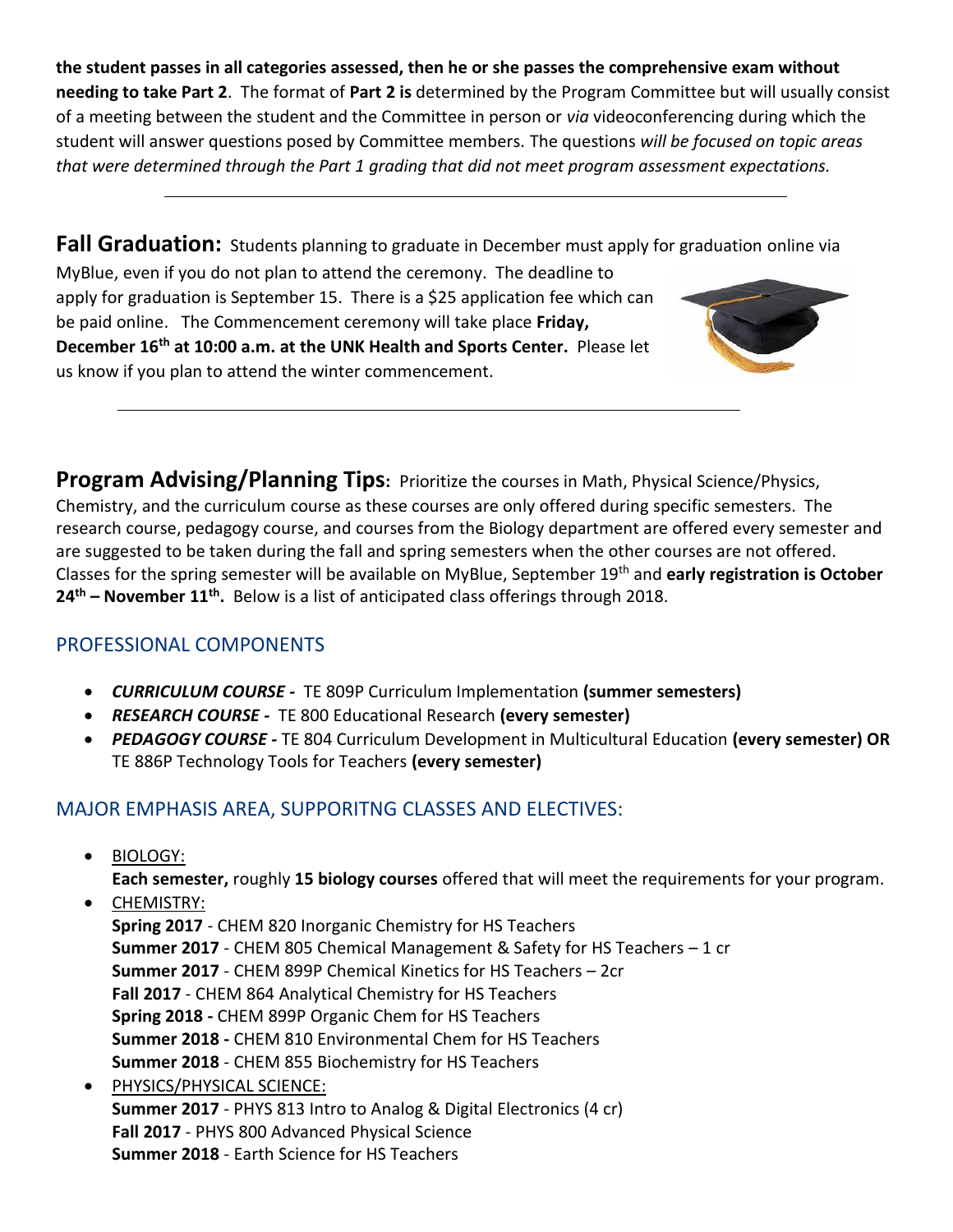**the student passes in all categories assessed, then he or she passes the comprehensive exam without needing to take Part 2**. The format of **Part 2 is** determined by the Program Committee but will usually consist of a meeting between the student and the Committee in person or *via* videoconferencing during which the student will answer questions posed by Committee members. The questions *will be focused on topic areas that were determined through the Part 1 grading that did not meet program assessment expectations.*

---

**Fall Graduation:** Students planning to graduate in December must apply for graduation online via MyBlue, even if you do not plan to attend the ceremony. The deadline to apply for graduation is September 15. There is a $25 application fee which can be paid online. The Commencement ceremony will take place **Friday, December 16th at 10:00 a.m. at the UNK Health and Sports Center.** Please let us know if you plan to attend the winter commencement.

---

**Program Advising/Planning Tips:** Prioritize the courses in Math, Physical Science/Physics, Chemistry, and the curriculum course as these courses are only offered during specific semesters. The research course, pedagogy course, and courses from the Biology department are offered every semester and are suggested to be taken during the fall and spring semesters when the other courses are not offered. Classes for the spring semester will be available on MyBlue, September 19th and **early registration is October 24th – November 11th.** Below is a list of anticipated class offerings through 2018.

## PROFESSIONAL COMPONENTS

- ***CURRICULUM COURSE -*** TE 809P Curriculum Implementation **(summer semesters)**
- ***RESEARCH COURSE -*** TE 800 Educational Research **(every semester)**
- ***PEDAGOGY COURSE -*** TE 804 Curriculum Development in Multicultural Education **(every semester) OR** TE 886P Technology Tools for Teachers **(every semester)**

## MAJOR EMPHASIS AREA, SUPPORITNG CLASSES AND ELECTIVES:

- BIOLOGY:
  **Each semester,** roughly **15 biology courses** offered that will meet the requirements for your program.
- CHEMISTRY:
  **Spring 2017** - CHEM 820 Inorganic Chemistry for HS Teachers
  **Summer 2017** - CHEM 805 Chemical Management & Safety for HS Teachers – 1 cr
  **Summer 2017** - CHEM 899P Chemical Kinetics for HS Teachers – 2cr
  **Fall 2017** - CHEM 864 Analytical Chemistry for HS Teachers
  **Spring 2018 -** CHEM 899P Organic Chem for HS Teachers
  **Summer 2018 -** CHEM 810 Environmental Chem for HS Teachers
  **Summer 2018** - CHEM 855 Biochemistry for HS Teachers
- PHYSICS/PHYSICAL SCIENCE:
  **Summer 2017** - PHYS 813 Intro to Analog & Digital Electronics (4 cr)
  **Fall 2017** - PHYS 800 Advanced Physical Science
  **Summer 2018** - Earth Science for HS Teachers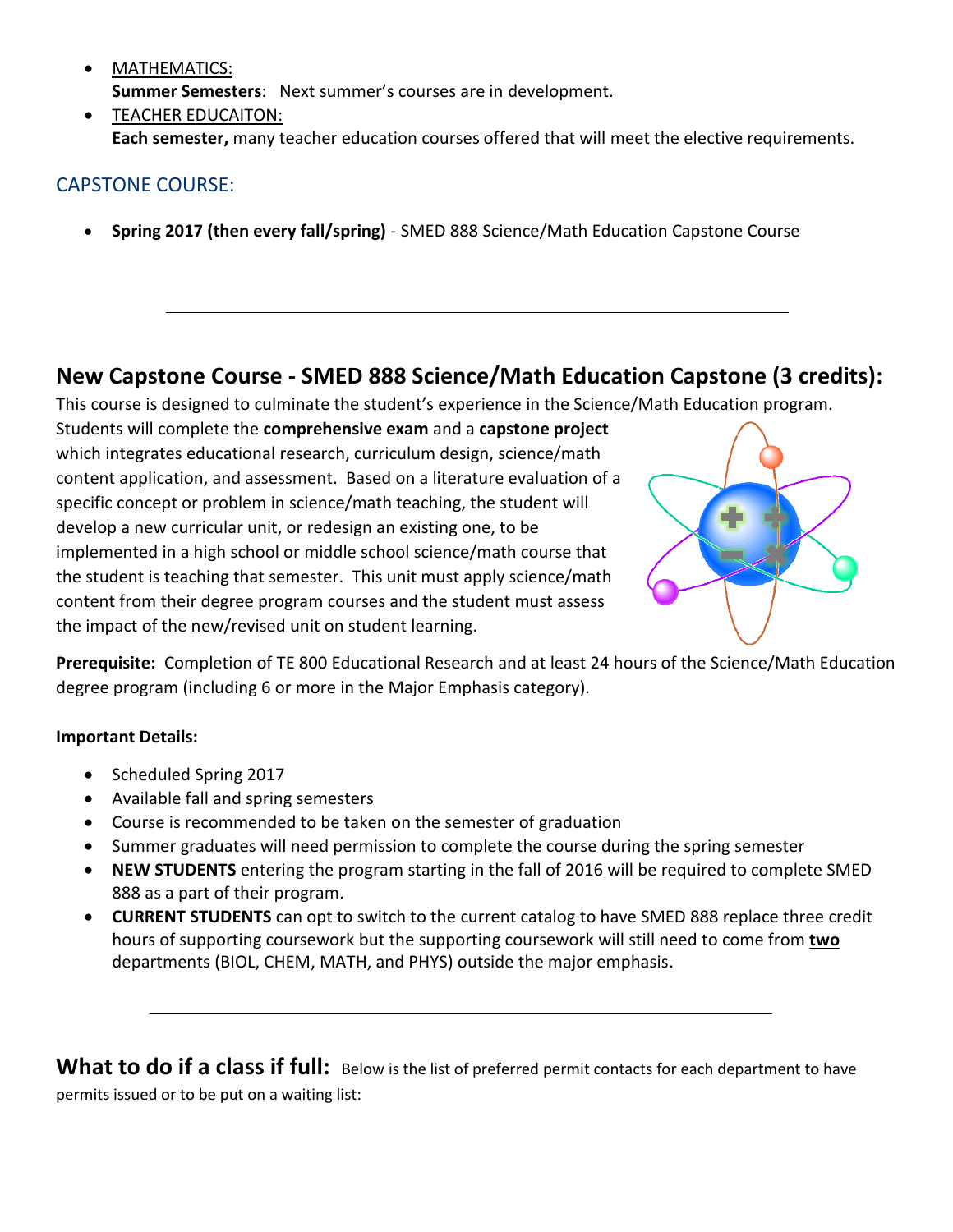- MATHEMATICS:
  **Summer Semesters**: Next summer's courses are in development.
- TEACHER EDUCAITON:
  **Each semester,** many teacher education courses offered that will meet the elective requirements.

## CAPSTONE COURSE:

- **Spring 2017 (then every fall/spring)** - SMED 888 Science/Math Education Capstone Course

---

## New Capstone Course - SMED 888 Science/Math Education Capstone (3 credits):

This course is designed to culminate the student's experience in the Science/Math Education program. Students will complete the **comprehensive exam** and a **capstone project** which integrates educational research, curriculum design, science/math content application, and assessment. Based on a literature evaluation of a specific concept or problem in science/math teaching, the student will develop a new curricular unit, or redesign an existing one, to be implemented in a high school or middle school science/math course that the student is teaching that semester. This unit must apply science/math content from their degree program courses and the student must assess the impact of the new/revised unit on student learning.

**Prerequisite:** Completion of TE 800 Educational Research and at least 24 hours of the Science/Math Education degree program (including 6 or more in the Major Emphasis category).

**Important Details:**

- Scheduled Spring 2017
- Available fall and spring semesters
- Course is recommended to be taken on the semester of graduation
- Summer graduates will need permission to complete the course during the spring semester
- **NEW STUDENTS** entering the program starting in the fall of 2016 will be required to complete SMED 888 as a part of their program.
- **CURRENT STUDENTS** can opt to switch to the current catalog to have SMED 888 replace three credit hours of supporting coursework but the supporting coursework will still need to come from **two** departments (BIOL, CHEM, MATH, and PHYS) outside the major emphasis.

---

## What to do if a class if full:

Below is the list of preferred permit contacts for each department to have permits issued or to be put on a waiting list: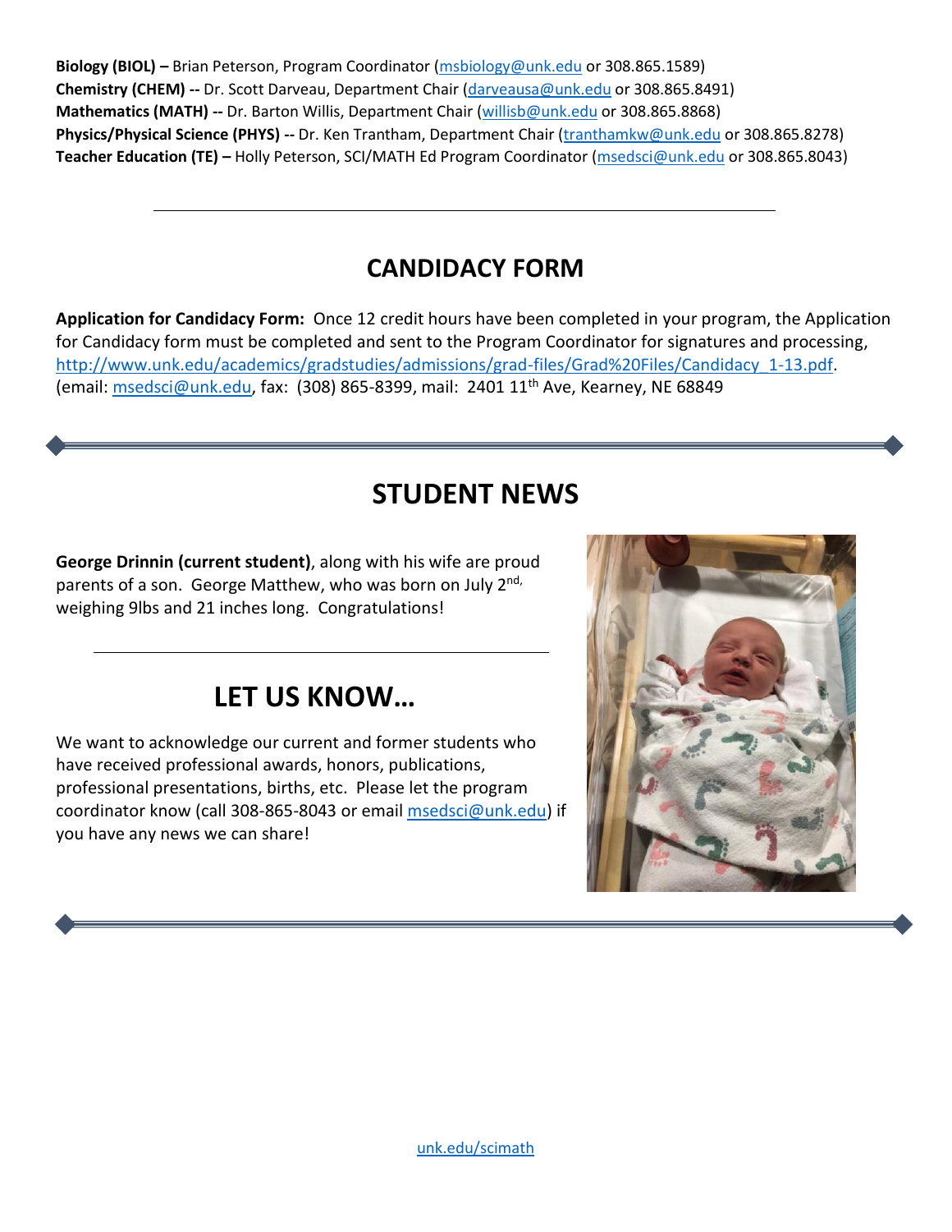**Biology (BIOL) –** Brian Peterson, Program Coordinator (msbiology@unk.edu or 308.865.1589)
**Chemistry (CHEM) --** Dr. Scott Darveau, Department Chair (darveausa@unk.edu or 308.865.8491)
**Mathematics (MATH) --** Dr. Barton Willis, Department Chair (willisb@unk.edu or 308.865.8868)
**Physics/Physical Science (PHYS) --** Dr. Ken Trantham, Department Chair (tranthamkw@unk.edu or 308.865.8278)
**Teacher Education (TE) –** Holly Peterson, SCI/MATH Ed Program Coordinator (msedsci@unk.edu or 308.865.8043)

---

## CANDIDACY FORM

**Application for Candidacy Form:** Once 12 credit hours have been completed in your program, the Application for Candidacy form must be completed and sent to the Program Coordinator for signatures and processing, http://www.unk.edu/academics/gradstudies/admissions/grad-files/Grad%20Files/Candidacy_1-13.pdf. (email: msedsci@unk.edu, fax: (308) 865-8399, mail: 2401 11th Ave, Kearney, NE 68849

---

## STUDENT NEWS

**George Drinnin (current student)**, along with his wife are proud parents of a son. George Matthew, who was born on July 2nd, weighing 9lbs and 21 inches long. Congratulations!

---

## LET US KNOW…

We want to acknowledge our current and former students who have received professional awards, honors, publications, professional presentations, births, etc. Please let the program coordinator know (call 308-865-8043 or email msedsci@unk.edu) if you have any news we can share!

---

unk.edu/scimath